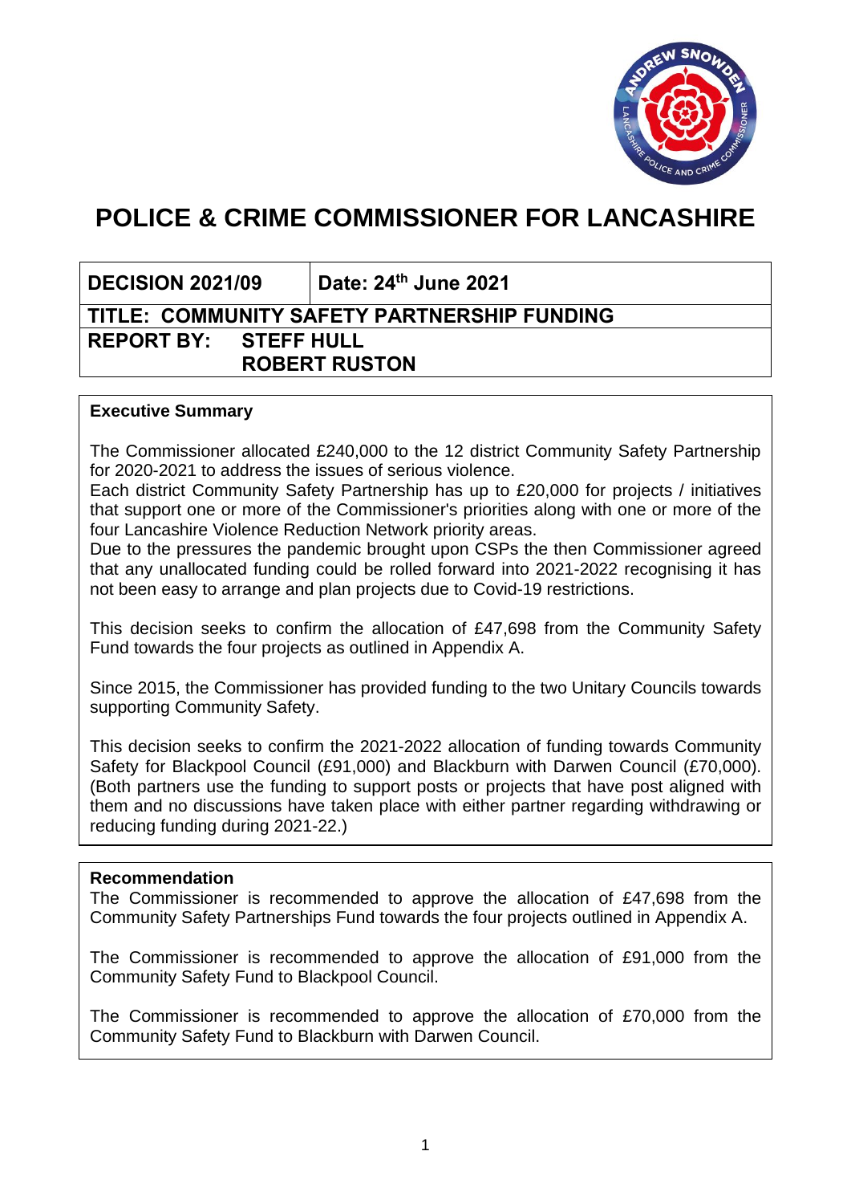# POLICE & CRIME COMMISSIONER FOR LANCASHIRE

| DECISION 2021/09 | Date: 24th June 2021 |
|---|---|
| TITLE: COMMUNITY SAFETY PARTNERSHIP FUNDING | |
| REPORT BY: STEFF HULL<br>ROBERT RUSTON | |

**Executive Summary**

The Commissioner allocated £240,000 to the 12 district Community Safety Partnership for 2020-2021 to address the issues of serious violence.
Each district Community Safety Partnership has up to £20,000 for projects / initiatives that support one or more of the Commissioner's priorities along with one or more of the four Lancashire Violence Reduction Network priority areas.
Due to the pressures the pandemic brought upon CSPs the then Commissioner agreed that any unallocated funding could be rolled forward into 2021-2022 recognising it has not been easy to arrange and plan projects due to Covid-19 restrictions.

This decision seeks to confirm the allocation of £47,698 from the Community Safety Fund towards the four projects as outlined in Appendix A.

Since 2015, the Commissioner has provided funding to the two Unitary Councils towards supporting Community Safety.

This decision seeks to confirm the 2021-2022 allocation of funding towards Community Safety for Blackpool Council (£91,000) and Blackburn with Darwen Council (£70,000). (Both partners use the funding to support posts or projects that have post aligned with them and no discussions have taken place with either partner regarding withdrawing or reducing funding during 2021-22.)

**Recommendation**

The Commissioner is recommended to approve the allocation of £47,698 from the Community Safety Partnerships Fund towards the four projects outlined in Appendix A.

The Commissioner is recommended to approve the allocation of £91,000 from the Community Safety Fund to Blackpool Council.

The Commissioner is recommended to approve the allocation of £70,000 from the Community Safety Fund to Blackburn with Darwen Council.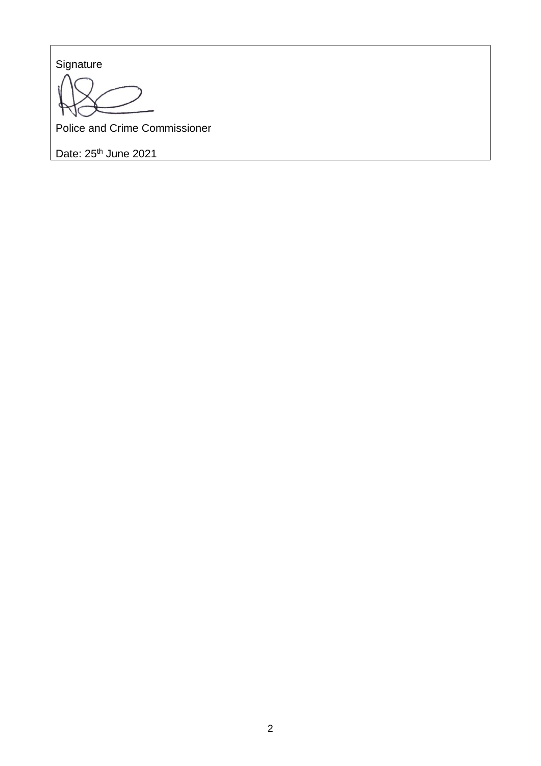| Signature |
|---|
| Police and Crime Commissioner |
| Date: 25th June 2021 |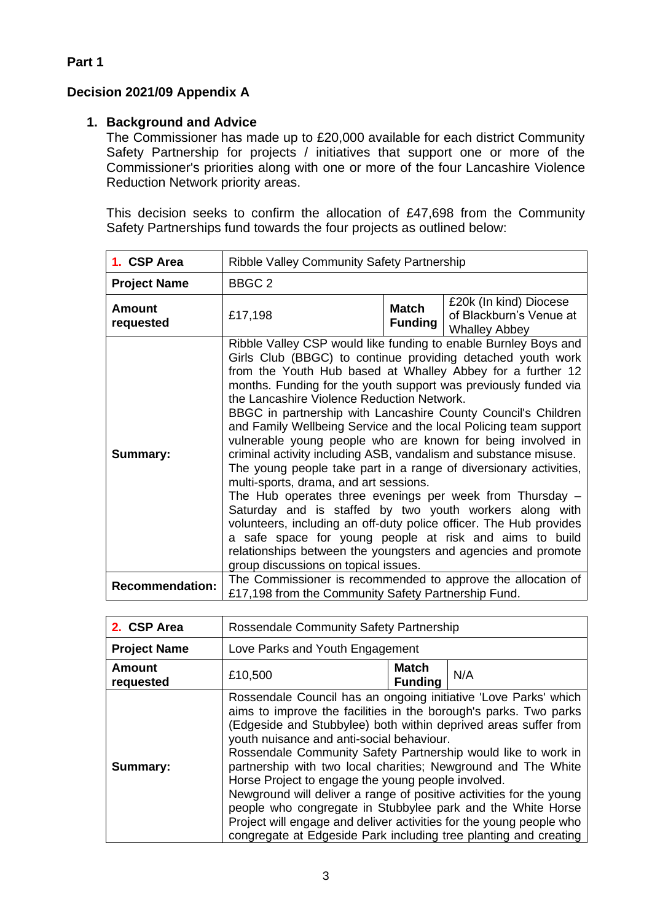**Part 1**

**Decision 2021/09 Appendix A**

1. **Background and Advice**

   The Commissioner has made up to £20,000 available for each district Community Safety Partnership for projects / initiatives that support one or more of the Commissioner's priorities along with one or more of the four Lancashire Violence Reduction Network priority areas.

   This decision seeks to confirm the allocation of £47,698 from the Community Safety Partnerships fund towards the four projects as outlined below:

| **1. CSP Area** | Ribble Valley Community Safety Partnership | | |
|---|---|---|---|
| **Project Name** | BBGC 2 | | |
| **Amount requested** | £17,198 | **Match Funding** | £20k (In kind) Diocese of Blackburn's Venue at Whalley Abbey |
| **Summary:** | Ribble Valley CSP would like funding to enable Burnley Boys and Girls Club (BBGC) to continue providing detached youth work from the Youth Hub based at Whalley Abbey for a further 12 months. Funding for the youth support was previously funded via the Lancashire Violence Reduction Network.<br>BBGC in partnership with Lancashire County Council's Children and Family Wellbeing Service and the local Policing team support vulnerable young people who are known for being involved in criminal activity including ASB, vandalism and substance misuse. The young people take part in a range of diversionary activities, multi-sports, drama, and art sessions.<br>The Hub operates three evenings per week from Thursday – Saturday and is staffed by two youth workers along with volunteers, including an off-duty police officer. The Hub provides a safe space for young people at risk and aims to build relationships between the youngsters and agencies and promote group discussions on topical issues. | | |
| **Recommendation:** | The Commissioner is recommended to approve the allocation of £17,198 from the Community Safety Partnership Fund. | | |

| **2. CSP Area** | Rossendale Community Safety Partnership | | |
|---|---|---|---|
| **Project Name** | Love Parks and Youth Engagement | | |
| **Amount requested** | £10,500 | **Match Funding** | N/A |
| **Summary:** | Rossendale Council has an ongoing initiative 'Love Parks' which aims to improve the facilities in the borough's parks. Two parks (Edgeside and Stubbylee) both within deprived areas suffer from youth nuisance and anti-social behaviour.<br>Rossendale Community Safety Partnership would like to work in partnership with two local charities; Newground and The White Horse Project to engage the young people involved.<br>Newground will deliver a range of positive activities for the young people who congregate in Stubbylee park and the White Horse Project will engage and deliver activities for the young people who congregate at Edgeside Park including tree planting and creating | | |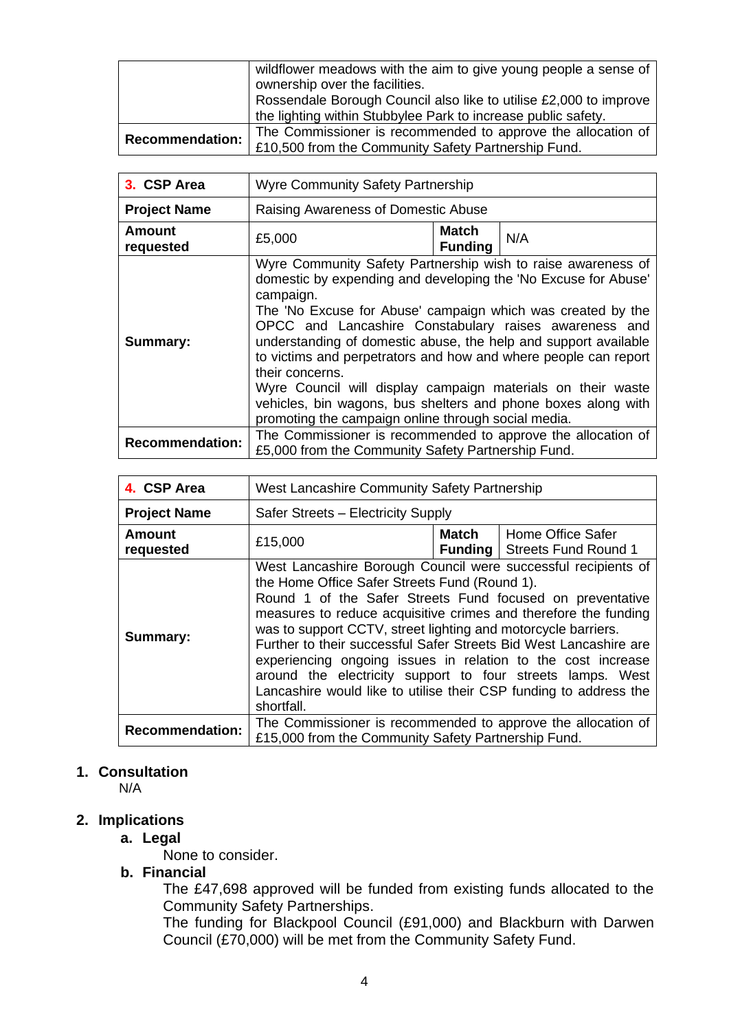| | |
|---|---|
| | wildflower meadows with the aim to give young people a sense of ownership over the facilities.<br>Rossendale Borough Council also like to utilise £2,000 to improve the lighting within Stubbylee Park to increase public safety. |
| **Recommendation:** | The Commissioner is recommended to approve the allocation of £10,500 from the Community Safety Partnership Fund. |

| **3. CSP Area** | Wyre Community Safety Partnership | | |
|---|---|---|---|
| **Project Name** | Raising Awareness of Domestic Abuse | | |
| **Amount requested** | £5,000 | **Match Funding** | N/A |
| **Summary:** | Wyre Community Safety Partnership wish to raise awareness of domestic by expending and developing the 'No Excuse for Abuse' campaign.<br>The 'No Excuse for Abuse' campaign which was created by the OPCC and Lancashire Constabulary raises awareness and understanding of domestic abuse, the help and support available to victims and perpetrators and how and where people can report their concerns.<br>Wyre Council will display campaign materials on their waste vehicles, bin wagons, bus shelters and phone boxes along with promoting the campaign online through social media. | | |
| **Recommendation:** | The Commissioner is recommended to approve the allocation of £5,000 from the Community Safety Partnership Fund. | | |

| **4. CSP Area** | West Lancashire Community Safety Partnership | | |
|---|---|---|---|
| **Project Name** | Safer Streets – Electricity Supply | | |
| **Amount requested** | £15,000 | **Match Funding** | Home Office Safer Streets Fund Round 1 |
| **Summary:** | West Lancashire Borough Council were successful recipients of the Home Office Safer Streets Fund (Round 1).<br>Round 1 of the Safer Streets Fund focused on preventative measures to reduce acquisitive crimes and therefore the funding was to support CCTV, street lighting and motorcycle barriers.<br>Further to their successful Safer Streets Bid West Lancashire are experiencing ongoing issues in relation to the cost increase around the electricity support to four streets lamps. West Lancashire would like to utilise their CSP funding to address the shortfall. | | |
| **Recommendation:** | The Commissioner is recommended to approve the allocation of £15,000 from the Community Safety Partnership Fund. | | |

## 1. Consultation

N/A

## 2. Implications

### a. Legal

None to consider.

### b. Financial

The £47,698 approved will be funded from existing funds allocated to the Community Safety Partnerships.

The funding for Blackpool Council (£91,000) and Blackburn with Darwen Council (£70,000) will be met from the Community Safety Fund.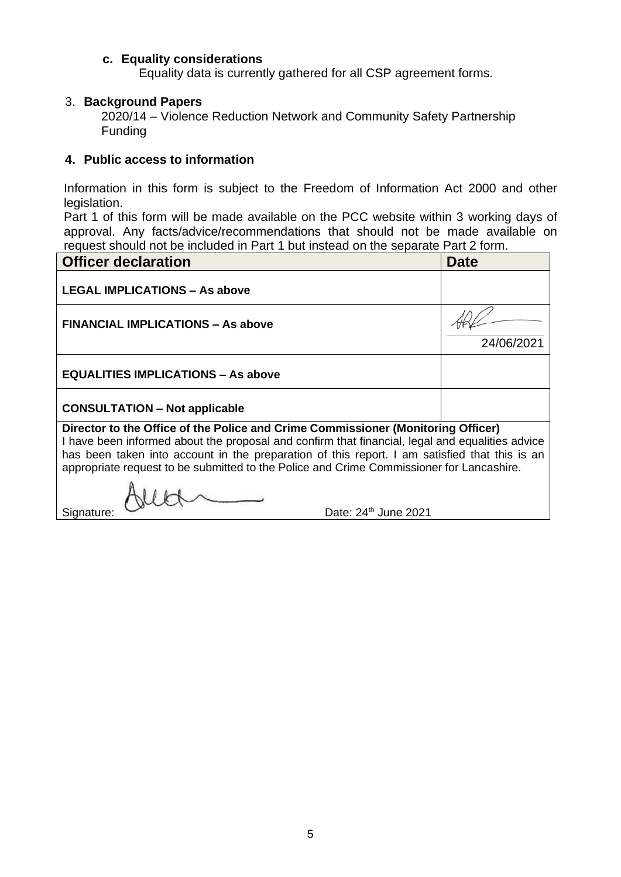**c. Equality considerations**

Equality data is currently gathered for all CSP agreement forms.

3. **Background Papers**

2020/14 – Violence Reduction Network and Community Safety Partnership Funding

**4. Public access to information**

Information in this form is subject to the Freedom of Information Act 2000 and other legislation.

Part 1 of this form will be made available on the PCC website within 3 working days of approval. Any facts/advice/recommendations that should not be made available on request should not be included in Part 1 but instead on the separate Part 2 form.

| **Officer declaration** | **Date** |
|---|---|
| **LEGAL IMPLICATIONS – As above** | |
| **FINANCIAL IMPLICATIONS – As above** | 24/06/2021 |
| **EQUALITIES IMPLICATIONS – As above** | |
| **CONSULTATION – Not applicable** | |

**Director to the Office of the Police and Crime Commissioner (Monitoring Officer)**

I have been informed about the proposal and confirm that financial, legal and equalities advice has been taken into account in the preparation of this report. I am satisfied that this is an appropriate request to be submitted to the Police and Crime Commissioner for Lancashire.

Signature: Date: 24th June 2021